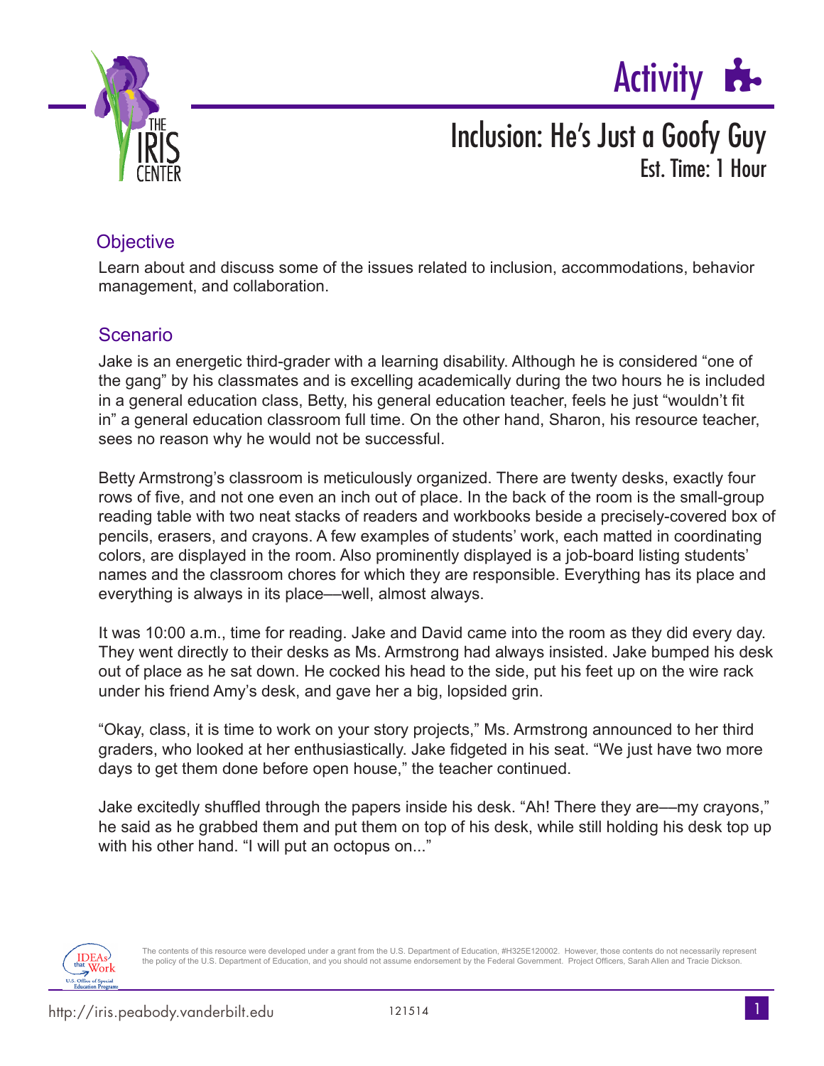# Activity

## Inclusion: He's Just a Goofy Guy

Est. Time: 1 Hour

### Objective

Learn about and discuss some of the issues related to inclusion, accommodations, behavior management, and collaboration.

### Scenario

Jake is an energetic third-grader with a learning disability. Although he is considered "one of the gang" by his classmates and is excelling academically during the two hours he is included in a general education class, Betty, his general education teacher, feels he just "wouldn't fit in" a general education classroom full time. On the other hand, Sharon, his resource teacher, sees no reason why he would not be successful.

Betty Armstrong's classroom is meticulously organized. There are twenty desks, exactly four rows of five, and not one even an inch out of place. In the back of the room is the small-group reading table with two neat stacks of readers and workbooks beside a precisely-covered box of pencils, erasers, and crayons. A few examples of students' work, each matted in coordinating colors, are displayed in the room. Also prominently displayed is a job-board listing students' names and the classroom chores for which they are responsible. Everything has its place and everything is always in its place—well, almost always.

It was 10:00 a.m., time for reading. Jake and David came into the room as they did every day. They went directly to their desks as Ms. Armstrong had always insisted. Jake bumped his desk out of place as he sat down. He cocked his head to the side, put his feet up on the wire rack under his friend Amy's desk, and gave her a big, lopsided grin.

"Okay, class, it is time to work on your story projects," Ms. Armstrong announced to her third graders, who looked at her enthusiastically. Jake fidgeted in his seat. "We just have two more days to get them done before open house," the teacher continued.

Jake excitedly shuffled through the papers inside his desk. "Ah! There they are—my crayons," he said as he grabbed them and put them on top of his desk, while still holding his desk top up with his other hand. "I will put an octopus on..."

The contents of this resource were developed under a grant from the U.S. Department of Education, #H325E120002. However, those contents do not necessarily represent the policy of the U.S. Department of Education, and you should not assume endorsement by the Federal Government. Project Officers, Sarah Allen and Tracie Dickson.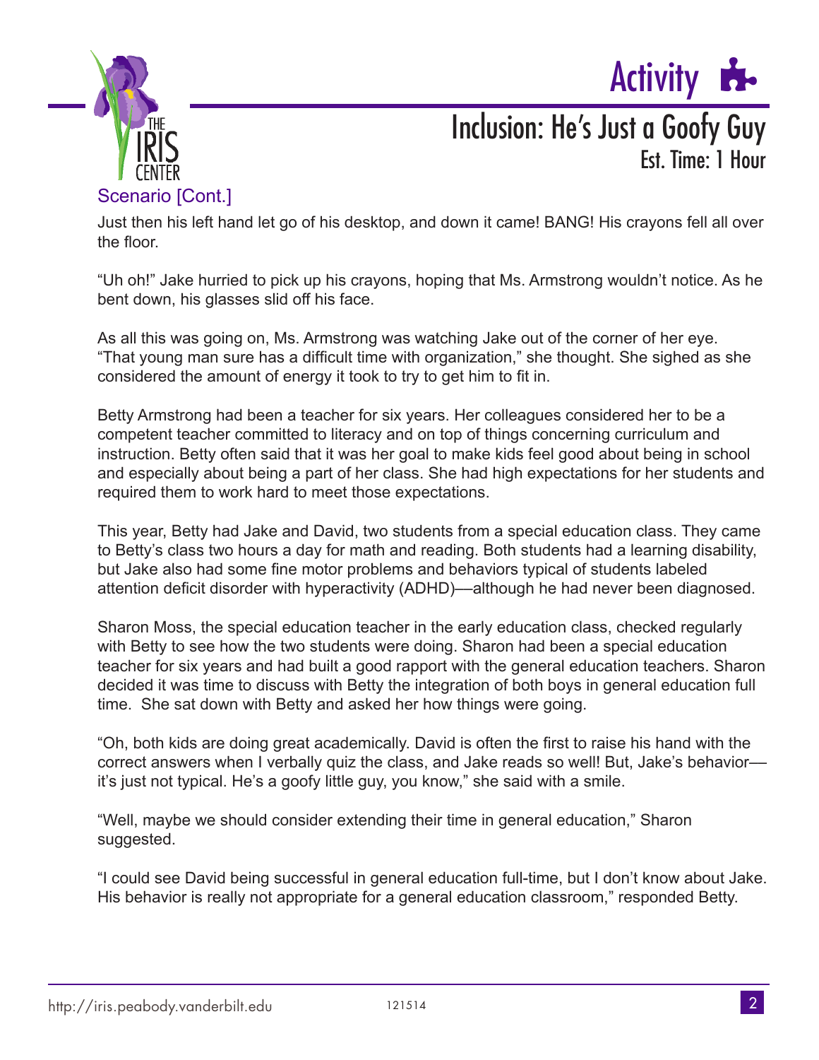## Scenario [Cont.]

Just then his left hand let go of his desktop, and down it came! BANG! His crayons fell all over the floor.

“Uh oh!” Jake hurried to pick up his crayons, hoping that Ms. Armstrong wouldn’t notice. As he bent down, his glasses slid off his face.

As all this was going on, Ms. Armstrong was watching Jake out of the corner of her eye. “That young man sure has a difficult time with organization,” she thought. She sighed as she considered the amount of energy it took to try to get him to fit in.

Betty Armstrong had been a teacher for six years. Her colleagues considered her to be a competent teacher committed to literacy and on top of things concerning curriculum and instruction. Betty often said that it was her goal to make kids feel good about being in school and especially about being a part of her class. She had high expectations for her students and required them to work hard to meet those expectations.

This year, Betty had Jake and David, two students from a special education class. They came to Betty’s class two hours a day for math and reading. Both students had a learning disability, but Jake also had some fine motor problems and behaviors typical of students labeled attention deficit disorder with hyperactivity (ADHD)—although he had never been diagnosed.

Sharon Moss, the special education teacher in the early education class, checked regularly with Betty to see how the two students were doing. Sharon had been a special education teacher for six years and had built a good rapport with the general education teachers. Sharon decided it was time to discuss with Betty the integration of both boys in general education full time. She sat down with Betty and asked her how things were going.

“Oh, both kids are doing great academically. David is often the first to raise his hand with the correct answers when I verbally quiz the class, and Jake reads so well! But, Jake’s behavior—it’s just not typical. He’s a goofy little guy, you know,” she said with a smile.

“Well, maybe we should consider extending their time in general education,” Sharon suggested.

“I could see David being successful in general education full-time, but I don’t know about Jake. His behavior is really not appropriate for a general education classroom,” responded Betty.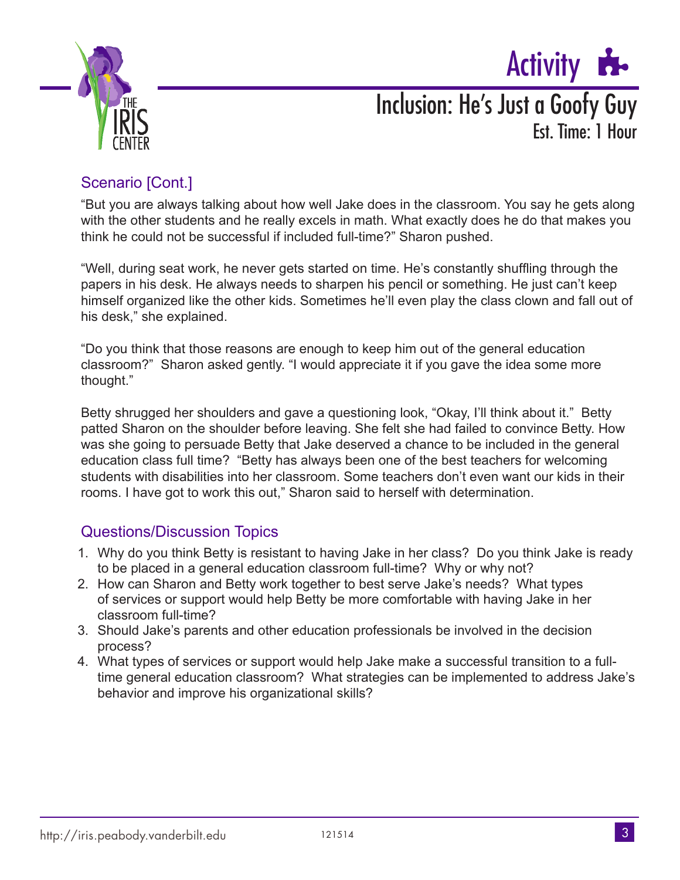# Activity

## Inclusion: He's Just a Goofy Guy

Est. Time: 1 Hour

### Scenario [Cont.]

"But you are always talking about how well Jake does in the classroom. You say he gets along with the other students and he really excels in math. What exactly does he do that makes you think he could not be successful if included full-time?" Sharon pushed.

"Well, during seat work, he never gets started on time. He's constantly shuffling through the papers in his desk. He always needs to sharpen his pencil or something. He just can't keep himself organized like the other kids. Sometimes he'll even play the class clown and fall out of his desk," she explained.

"Do you think that those reasons are enough to keep him out of the general education classroom?" Sharon asked gently. "I would appreciate it if you gave the idea some more thought."

Betty shrugged her shoulders and gave a questioning look, "Okay, I'll think about it." Betty patted Sharon on the shoulder before leaving. She felt she had failed to convince Betty. How was she going to persuade Betty that Jake deserved a chance to be included in the general education class full time? "Betty has always been one of the best teachers for welcoming students with disabilities into her classroom. Some teachers don't even want our kids in their rooms. I have got to work this out," Sharon said to herself with determination.

### Questions/Discussion Topics

1. Why do you think Betty is resistant to having Jake in her class? Do you think Jake is ready to be placed in a general education classroom full-time? Why or why not?
2. How can Sharon and Betty work together to best serve Jake's needs? What types of services or support would help Betty be more comfortable with having Jake in her classroom full-time?
3. Should Jake's parents and other education professionals be involved in the decision process?
4. What types of services or support would help Jake make a successful transition to a full-time general education classroom? What strategies can be implemented to address Jake's behavior and improve his organizational skills?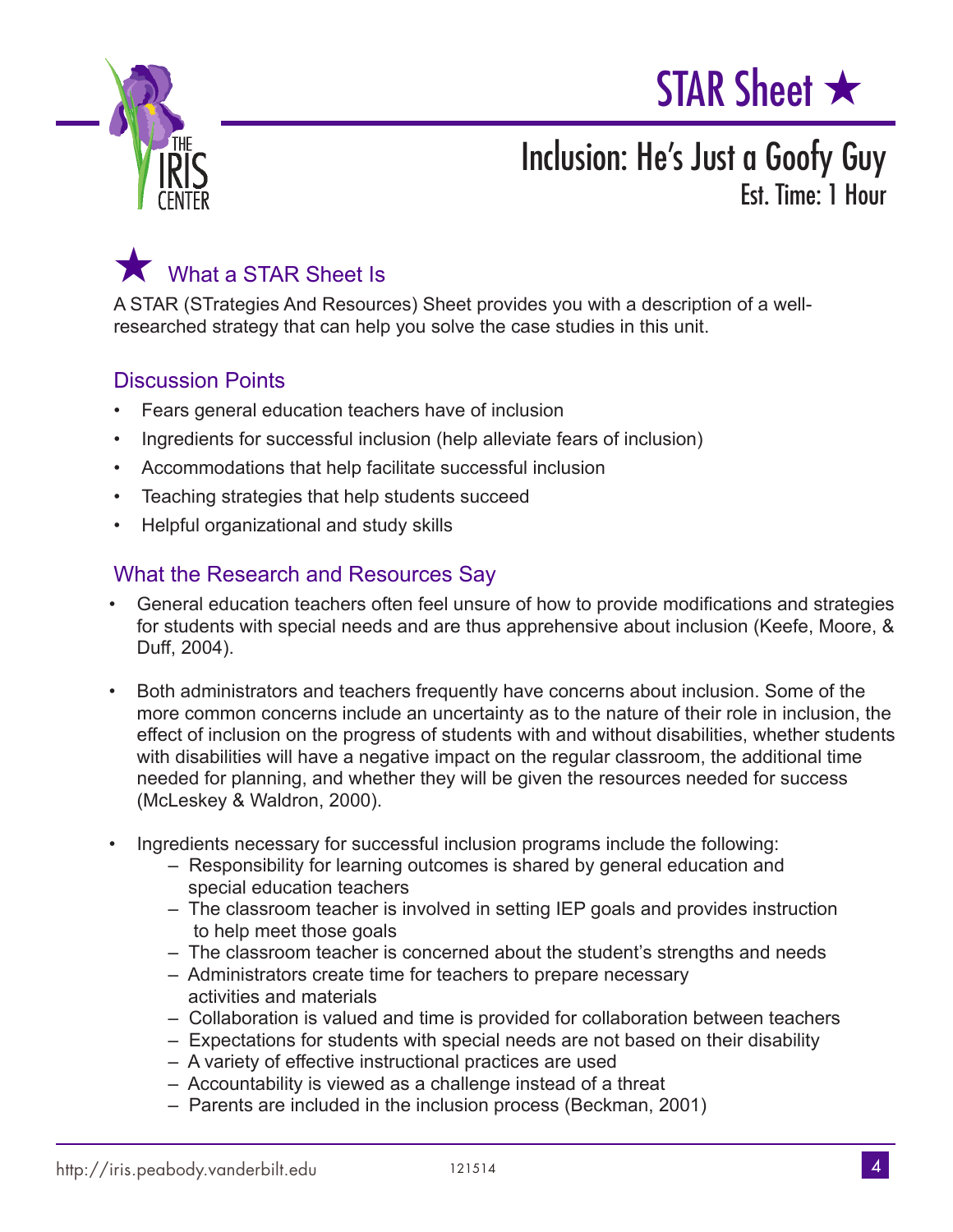# STAR Sheet ★

## Inclusion: He's Just a Goofy Guy

Est. Time: 1 Hour

## ★ What a STAR Sheet Is

A STAR (STrategies And Resources) Sheet provides you with a description of a well-researched strategy that can help you solve the case studies in this unit.

### Discussion Points

- Fears general education teachers have of inclusion
- Ingredients for successful inclusion (help alleviate fears of inclusion)
- Accommodations that help facilitate successful inclusion
- Teaching strategies that help students succeed
- Helpful organizational and study skills

### What the Research and Resources Say

- General education teachers often feel unsure of how to provide modifications and strategies for students with special needs and are thus apprehensive about inclusion (Keefe, Moore, & Duff, 2004).
- Both administrators and teachers frequently have concerns about inclusion. Some of the more common concerns include an uncertainty as to the nature of their role in inclusion, the effect of inclusion on the progress of students with and without disabilities, whether students with disabilities will have a negative impact on the regular classroom, the additional time needed for planning, and whether they will be given the resources needed for success (McLeskey & Waldron, 2000).
- Ingredients necessary for successful inclusion programs include the following:
  - Responsibility for learning outcomes is shared by general education and special education teachers
  - The classroom teacher is involved in setting IEP goals and provides instruction to help meet those goals
  - The classroom teacher is concerned about the student's strengths and needs
  - Administrators create time for teachers to prepare necessary activities and materials
  - Collaboration is valued and time is provided for collaboration between teachers
  - Expectations for students with special needs are not based on their disability
  - A variety of effective instructional practices are used
  - Accountability is viewed as a challenge instead of a threat
  - Parents are included in the inclusion process (Beckman, 2001)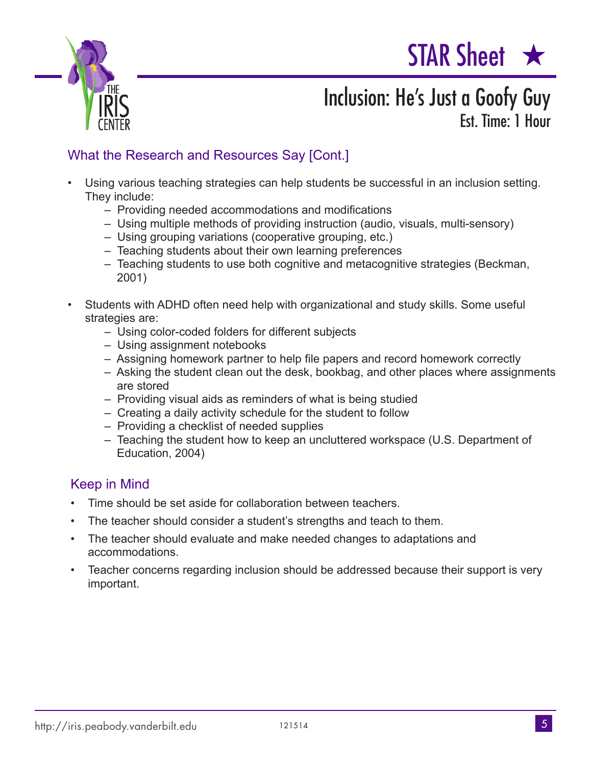# STAR Sheet ★

## Inclusion: He's Just a Goofy Guy

Est. Time: 1 Hour

### What the Research and Resources Say [Cont.]

- Using various teaching strategies can help students be successful in an inclusion setting. They include:
  - Providing needed accommodations and modifications
  - Using multiple methods of providing instruction (audio, visuals, multi-sensory)
  - Using grouping variations (cooperative grouping, etc.)
  - Teaching students about their own learning preferences
  - Teaching students to use both cognitive and metacognitive strategies (Beckman, 2001)

- Students with ADHD often need help with organizational and study skills. Some useful strategies are:
  - Using color-coded folders for different subjects
  - Using assignment notebooks
  - Assigning homework partner to help file papers and record homework correctly
  - Asking the student clean out the desk, bookbag, and other places where assignments are stored
  - Providing visual aids as reminders of what is being studied
  - Creating a daily activity schedule for the student to follow
  - Providing a checklist of needed supplies
  - Teaching the student how to keep an uncluttered workspace (U.S. Department of Education, 2004)

### Keep in Mind

- Time should be set aside for collaboration between teachers.
- The teacher should consider a student's strengths and teach to them.
- The teacher should evaluate and make needed changes to adaptations and accommodations.
- Teacher concerns regarding inclusion should be addressed because their support is very important.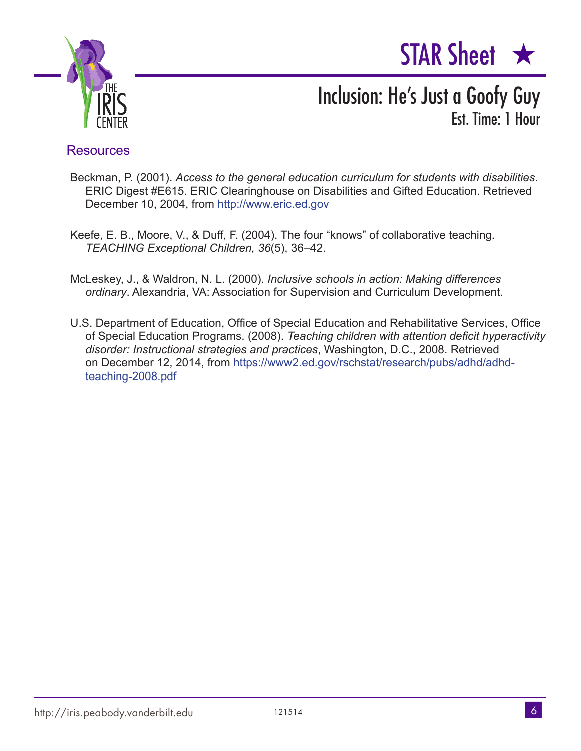## Resources

Beckman, P. (2001). *Access to the general education curriculum for students with disabilities*. ERIC Digest #E615. ERIC Clearinghouse on Disabilities and Gifted Education. Retrieved December 10, 2004, from http://www.eric.ed.gov

Keefe, E. B., Moore, V., & Duff, F. (2004). The four "knows" of collaborative teaching. *TEACHING Exceptional Children, 36*(5), 36–42.

McLeskey, J., & Waldron, N. L. (2000). *Inclusive schools in action: Making differences ordinary*. Alexandria, VA: Association for Supervision and Curriculum Development.

U.S. Department of Education, Office of Special Education and Rehabilitative Services, Office of Special Education Programs. (2008). *Teaching children with attention deficit hyperactivity disorder: Instructional strategies and practices*, Washington, D.C., 2008. Retrieved on December 12, 2014, from https://www2.ed.gov/rschstat/research/pubs/adhd/adhd-teaching-2008.pdf